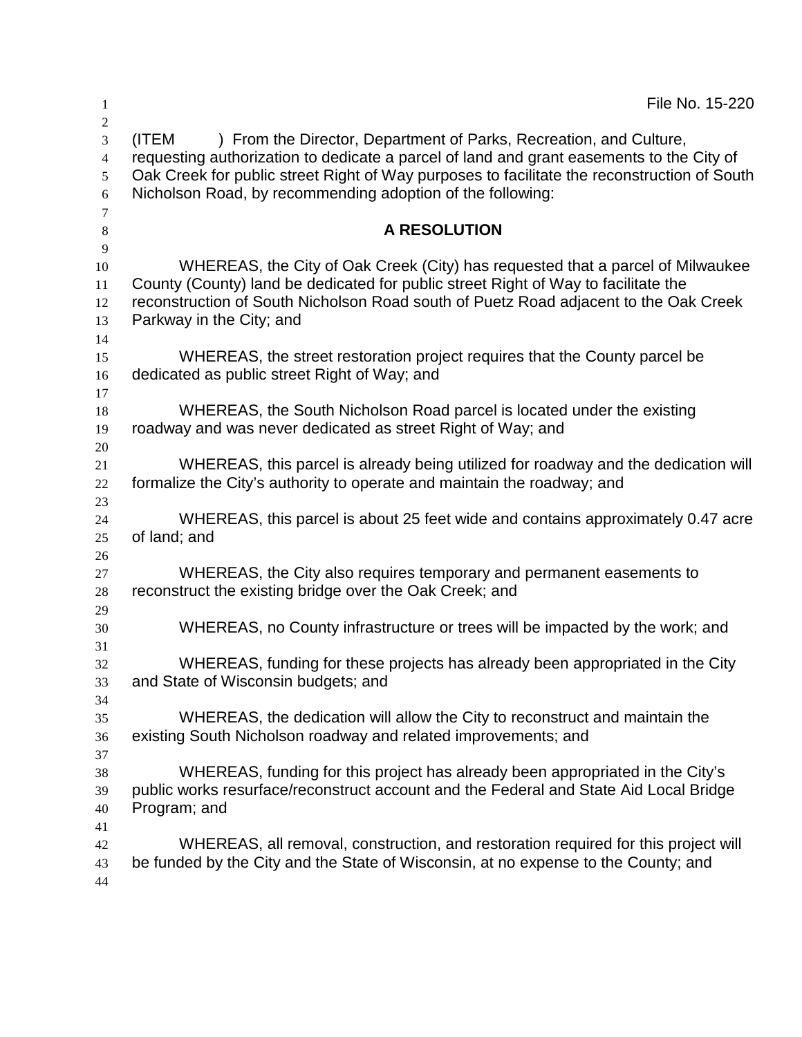File No. 15-220

(ITEM ) From the Director, Department of Parks, Recreation, and Culture, requesting authorization to dedicate a parcel of land and grant easements to the City of Oak Creek for public street Right of Way purposes to facilitate the reconstruction of South Nicholson Road, by recommending adoption of the following:

## A RESOLUTION

WHEREAS, the City of Oak Creek (City) has requested that a parcel of Milwaukee County (County) land be dedicated for public street Right of Way to facilitate the reconstruction of South Nicholson Road south of Puetz Road adjacent to the Oak Creek Parkway in the City; and

WHEREAS, the street restoration project requires that the County parcel be dedicated as public street Right of Way; and

WHEREAS, the South Nicholson Road parcel is located under the existing roadway and was never dedicated as street Right of Way; and

WHEREAS, this parcel is already being utilized for roadway and the dedication will formalize the City's authority to operate and maintain the roadway; and

WHEREAS, this parcel is about 25 feet wide and contains approximately 0.47 acre of land; and

WHEREAS, the City also requires temporary and permanent easements to reconstruct the existing bridge over the Oak Creek; and

WHEREAS, no County infrastructure or trees will be impacted by the work; and

WHEREAS, funding for these projects has already been appropriated in the City and State of Wisconsin budgets; and

WHEREAS, the dedication will allow the City to reconstruct and maintain the existing South Nicholson roadway and related improvements; and

WHEREAS, funding for this project has already been appropriated in the City's public works resurface/reconstruct account and the Federal and State Aid Local Bridge Program; and

WHEREAS, all removal, construction, and restoration required for this project will be funded by the City and the State of Wisconsin, at no expense to the County; and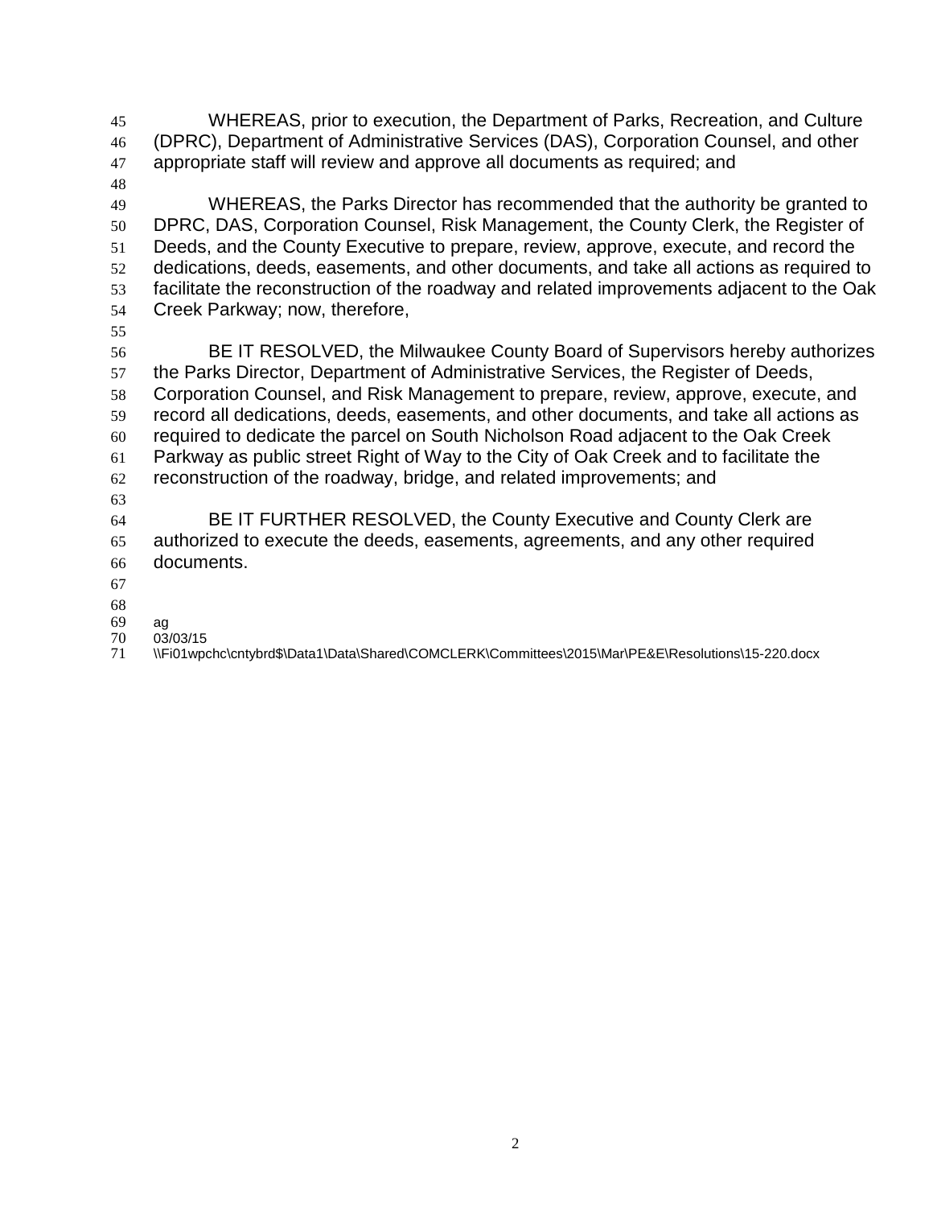WHEREAS, prior to execution, the Department of Parks, Recreation, and Culture (DPRC), Department of Administrative Services (DAS), Corporation Counsel, and other appropriate staff will review and approve all documents as required; and

WHEREAS, the Parks Director has recommended that the authority be granted to DPRC, DAS, Corporation Counsel, Risk Management, the County Clerk, the Register of Deeds, and the County Executive to prepare, review, approve, execute, and record the dedications, deeds, easements, and other documents, and take all actions as required to facilitate the reconstruction of the roadway and related improvements adjacent to the Oak Creek Parkway; now, therefore,

BE IT RESOLVED, the Milwaukee County Board of Supervisors hereby authorizes the Parks Director, Department of Administrative Services, the Register of Deeds, Corporation Counsel, and Risk Management to prepare, review, approve, execute, and record all dedications, deeds, easements, and other documents, and take all actions as required to dedicate the parcel on South Nicholson Road adjacent to the Oak Creek Parkway as public street Right of Way to the City of Oak Creek and to facilitate the reconstruction of the roadway, bridge, and related improvements; and

BE IT FURTHER RESOLVED, the County Executive and County Clerk are authorized to execute the deeds, easements, agreements, and any other required documents.

ag
03/03/15
\\Fi01wpchc\cntybrd$\Data1\Data\Shared\COMCLERK\Committees\2015\Mar\PE&E\Resolutions\15-220.docx